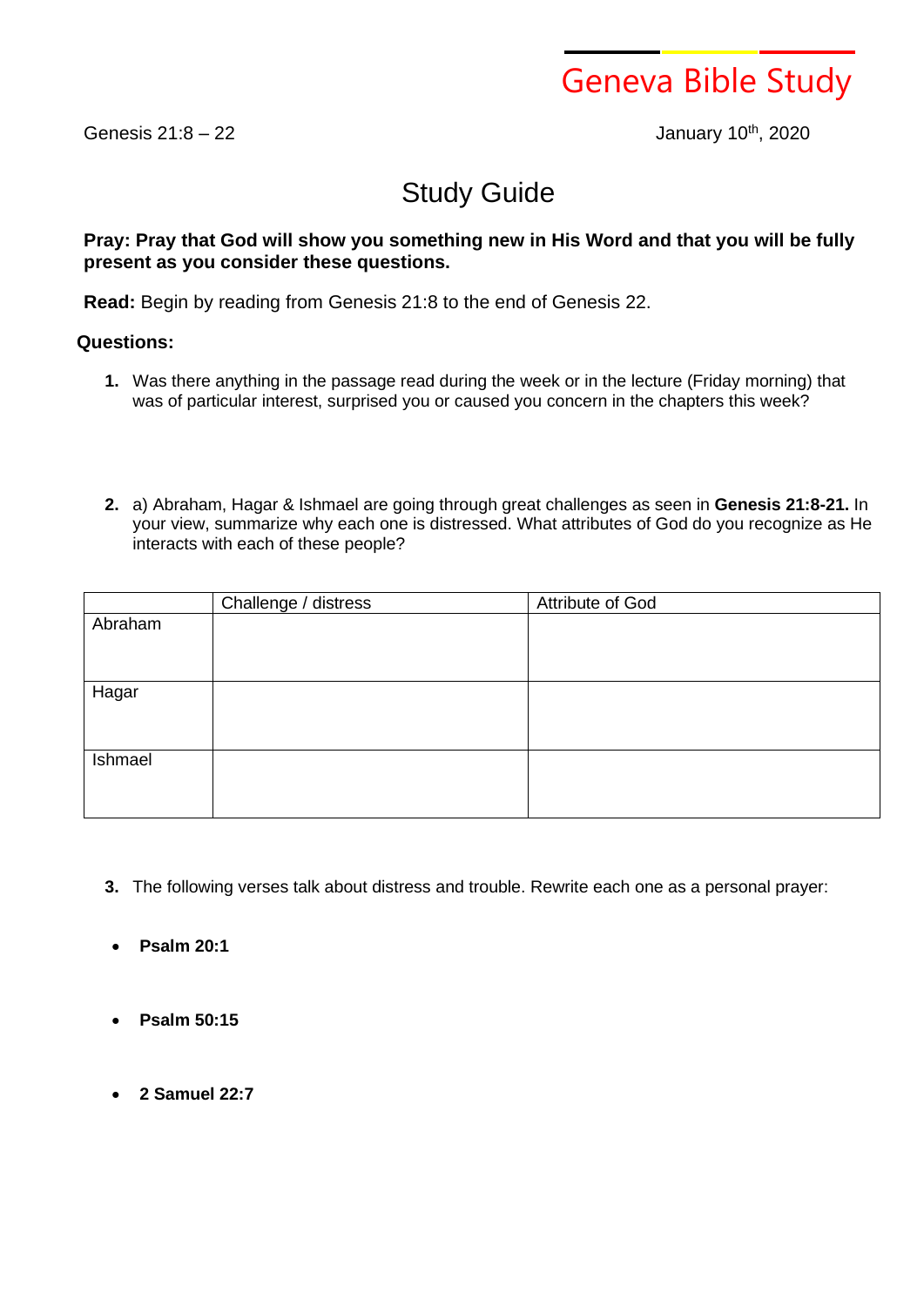# Geneva Bible Study

Genesis 21:8 – 22

January 10th, 2020

## Study Guide

**Pray: Pray that God will show you something new in His Word and that you will be fully present as you consider these questions.**

**Read:** Begin by reading from Genesis 21:8 to the end of Genesis 22.

**Questions:**

1. Was there anything in the passage read during the week or in the lecture (Friday morning) that was of particular interest, surprised you or caused you concern in the chapters this week?

2. a) Abraham, Hagar & Ishmael are going through great challenges as seen in **Genesis 21:8-21.** In your view, summarize why each one is distressed. What attributes of God do you recognize as He interacts with each of these people?

| | Challenge / distress | Attribute of God |
|---|---|---|
| Abraham | | |
| Hagar | | |
| Ishmael | | |

3. The following verses talk about distress and trouble. Rewrite each one as a personal prayer:

- **Psalm 20:1**

- **Psalm 50:15**

- **2 Samuel 22:7**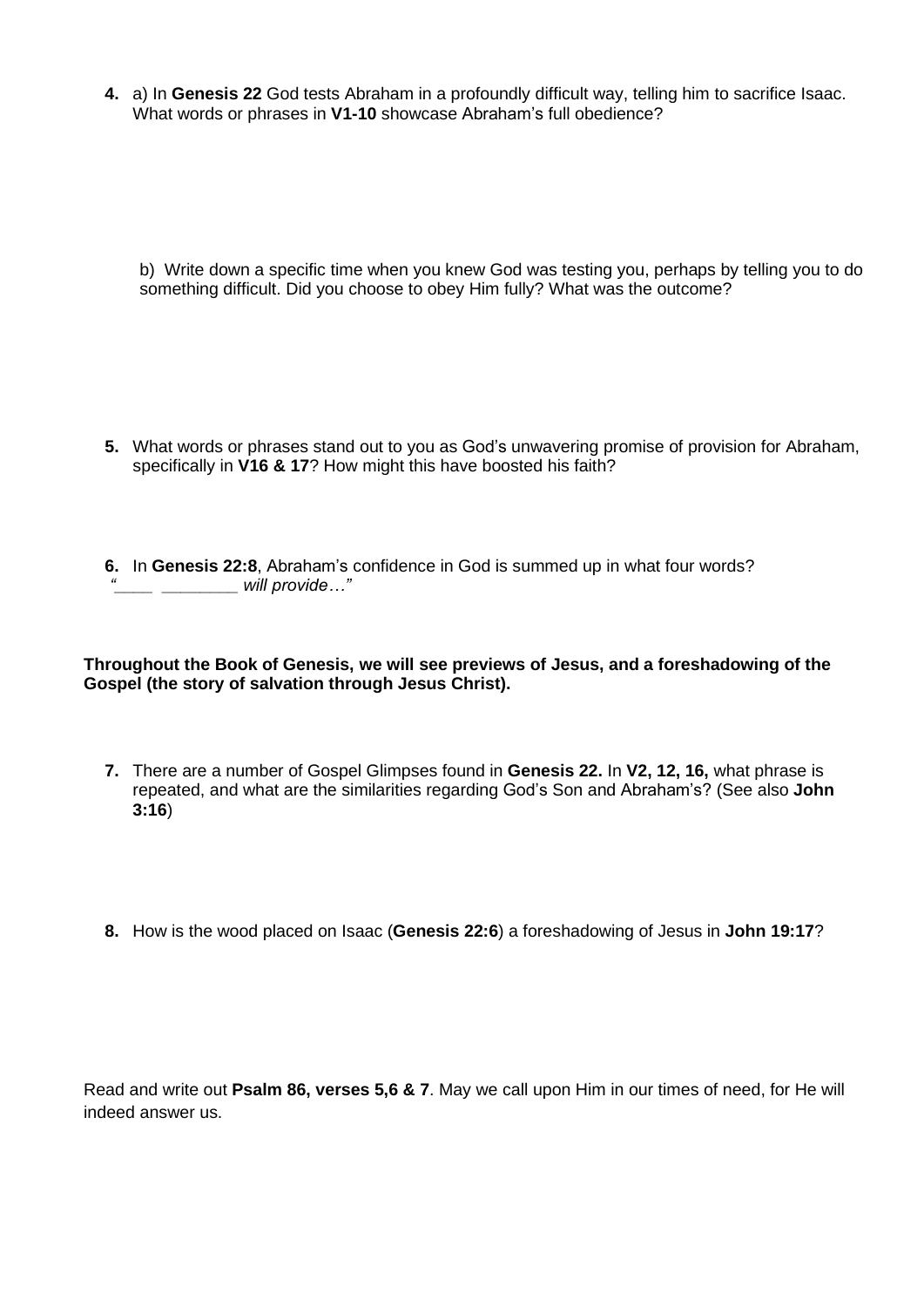4. a) In **Genesis 22** God tests Abraham in a profoundly difficult way, telling him to sacrifice Isaac. What words or phrases in **V1-10** showcase Abraham's full obedience?

   b) Write down a specific time when you knew God was testing you, perhaps by telling you to do something difficult. Did you choose to obey Him fully? What was the outcome?

5. What words or phrases stand out to you as God's unwavering promise of provision for Abraham, specifically in **V16 & 17**? How might this have boosted his faith?

6. In **Genesis 22:8**, Abraham's confidence in God is summed up in what four words?
   *"____ ________ will provide…"*

**Throughout the Book of Genesis, we will see previews of Jesus, and a foreshadowing of the Gospel (the story of salvation through Jesus Christ).**

7. There are a number of Gospel Glimpses found in **Genesis 22.** In **V2, 12, 16,** what phrase is repeated, and what are the similarities regarding God's Son and Abraham's? (See also **John 3:16**)

8. How is the wood placed on Isaac (**Genesis 22:6**) a foreshadowing of Jesus in **John 19:17**?

Read and write out **Psalm 86, verses 5,6 & 7**. May we call upon Him in our times of need, for He will indeed answer us.